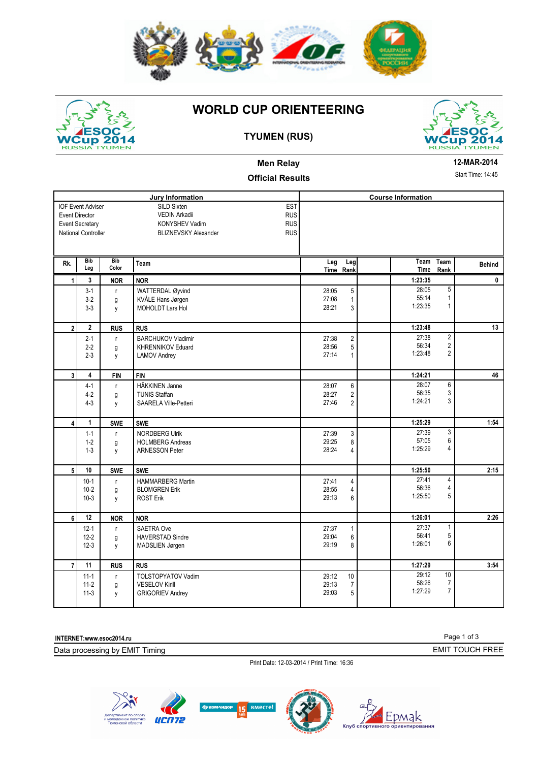# WORLD CUP ORIENTEERING

## TYUMEN (RUS)

### Men Relay

### Official Results

12-MAR-2014

Start Time: 14:45

**Jury Information**

| | | |
|---|---|---|
| IOF Event Adviser | SILD Sixten | EST |
| Event Director | VEDIN Arkadii | RUS |
| Event Secretary | KONYSHEV Vadim | RUS |
| National Controller | BLIZNEVSKY Alexander | RUS |

**Course Information**

| Rk. | Bib Leg | Bib Color | Team | Leg Time | Leg Rank | Team Time | Team Rank | Behind |
|---|---|---|---|---|---|---|---|---|
| 1 | 3 | NOR | NOR | | | 1:23:35 | | 0 |
| | 3-1 | r | WATTERDAL Øyvind | 28:05 | 5 | 28:05 | 5 | |
| | 3-2 | g | KVÅLE Hans Jørgen | 27:08 | 1 | 55:14 | 1 | |
| | 3-3 | y | MOHOLDT Lars Hol | 28:21 | 3 | 1:23:35 | 1 | |
| 2 | 2 | RUS | RUS | | | 1:23:48 | | 13 |
| | 2-1 | r | BARCHUKOV Vladimir | 27:38 | 2 | 27:38 | 2 | |
| | 2-2 | g | KHRENNIKOV Eduard | 28:56 | 5 | 56:34 | 2 | |
| | 2-3 | y | LAMOV Andrey | 27:14 | 1 | 1:23:48 | 2 | |
| 3 | 4 | FIN | FIN | | | 1:24:21 | | 46 |
| | 4-1 | r | HÄKKINEN Janne | 28:07 | 6 | 28:07 | 6 | |
| | 4-2 | g | TUNIS Staffan | 28:27 | 2 | 56:35 | 3 | |
| | 4-3 | y | SAARELA Ville-Petteri | 27:46 | 2 | 1:24:21 | 3 | |
| 4 | 1 | SWE | SWE | | | 1:25:29 | | 1:54 |
| | 1-1 | r | NORDBERG Ulrik | 27:39 | 3 | 27:39 | 3 | |
| | 1-2 | g | HOLMBERG Andreas | 29:25 | 8 | 57:05 | 6 | |
| | 1-3 | y | ARNESSON Peter | 28:24 | 4 | 1:25:29 | 4 | |
| 5 | 10 | SWE | SWE | | | 1:25:50 | | 2:15 |
| | 10-1 | r | HAMMARBERG Martin | 27:41 | 4 | 27:41 | 4 | |
| | 10-2 | g | BLOMGREN Erik | 28:55 | 4 | 56:36 | 4 | |
| | 10-3 | y | ROST Erik | 29:13 | 6 | 1:25:50 | 5 | |
| 6 | 12 | NOR | NOR | | | 1:26:01 | | 2:26 |
| | 12-1 | r | SAETRA Ove | 27:37 | 1 | 27:37 | 1 | |
| | 12-2 | g | HAVERSTAD Sindre | 29:04 | 6 | 56:41 | 5 | |
| | 12-3 | y | MADSLIEN Jørgen | 29:19 | 8 | 1:26:01 | 6 | |
| 7 | 11 | RUS | RUS | | | 1:27:29 | | 3:54 |
| | 11-1 | r | TOLSTOPYATOV Vadim | 29:12 | 10 | 29:12 | 10 | |
| | 11-2 | g | VESELOV Kirill | 29:13 | 7 | 58:26 | 7 | |
| | 11-3 | y | GRIGORIEV Andrey | 29:03 | 5 | 1:27:29 | 7 | |

INTERNET:www.esoc2014.ru

Data processing by EMIT Timing

EMIT TOUCH FREE

Print Date: 12-03-2014 / Print Time: 16:36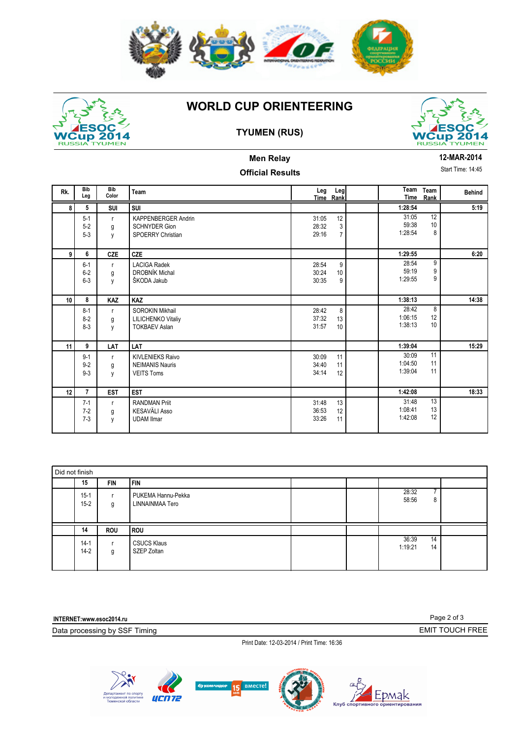# WORLD CUP ORIENTEERING

## TYUMEN (RUS)

### Men Relay

### Official Results

**12-MAR-2014**

Start Time: 14:45

| Rk. | Bib Leg | Bib Color | Team | Leg Time | Leg Rank | Team Time | Team Rank | Behind |
|---|---|---|---|---|---|---|---|---|
| 8 | 5 | SUI | SUI | | | 1:28:54 | | 5:19 |
| | 5-1 | r | KAPPENBERGER Andrin | 31:05 | 12 | 31:05 | 12 | |
| | 5-2 | g | SCHNYDER Gion | 28:32 | 3 | 59:38 | 10 | |
| | 5-3 | y | SPOERRY Christian | 29:16 | 7 | 1:28:54 | 8 | |
| 9 | 6 | CZE | CZE | | | 1:29:55 | | 6:20 |
| | 6-1 | r | LACIGA Radek | 28:54 | 9 | 28:54 | 9 | |
| | 6-2 | g | DROBNÍK Michal | 30:24 | 10 | 59:19 | 9 | |
| | 6-3 | y | ŠKODA Jakub | 30:35 | 9 | 1:29:55 | 9 | |
| 10 | 8 | KAZ | KAZ | | | 1:38:13 | | 14:38 |
| | 8-1 | r | SOROKIN Mikhail | 28:42 | 8 | 28:42 | 8 | |
| | 8-2 | g | LILICHENKO Vitaliy | 37:32 | 13 | 1:06:15 | 12 | |
| | 8-3 | y | TOKBAEV Aslan | 31:57 | 10 | 1:38:13 | 10 | |
| 11 | 9 | LAT | LAT | | | 1:39:04 | | 15:29 |
| | 9-1 | r | KIVLENIEKS Raivo | 30:09 | 11 | 30:09 | 11 | |
| | 9-2 | g | NEIMANIS Nauris | 34:40 | 11 | 1:04:50 | 11 | |
| | 9-3 | y | VEITS Toms | 34:14 | 12 | 1:39:04 | 11 | |
| 12 | 7 | EST | EST | | | 1:42:08 | | 18:33 |
| | 7-1 | r | RANDMAN Priit | 31:48 | 13 | 31:48 | 13 | |
| | 7-2 | g | KESAVÄLI Asso | 36:53 | 12 | 1:08:41 | 13 | |
| | 7-3 | y | UDAM Ilmar | 33:26 | 11 | 1:42:08 | 12 | |

**Did not finish**

| Rk. | Bib Leg | Bib Color | Team | Leg Time | Leg Rank | Team Time | Team Rank | Behind |
|---|---|---|---|---|---|---|---|---|
| | 15 | FIN | FIN | | | | | |
| | 15-1 | r | PUKEMA Hannu-Pekka | | | 28:32 | 7 | |
| | 15-2 | g | LINNAINMAA Tero | | | 58:56 | 8 | |
| | 14 | ROU | ROU | | | | | |
| | 14-1 | r | CSUCS Klaus | | | 36:39 | 14 | |
| | 14-2 | g | SZEP Zoltan | | | 1:19:21 | 14 | |

**INTERNET:www.esoc2014.ru**

Data processing by SSF Timing — EMIT TOUCH FREE

Print Date: 12-03-2014 / Print Time: 16:36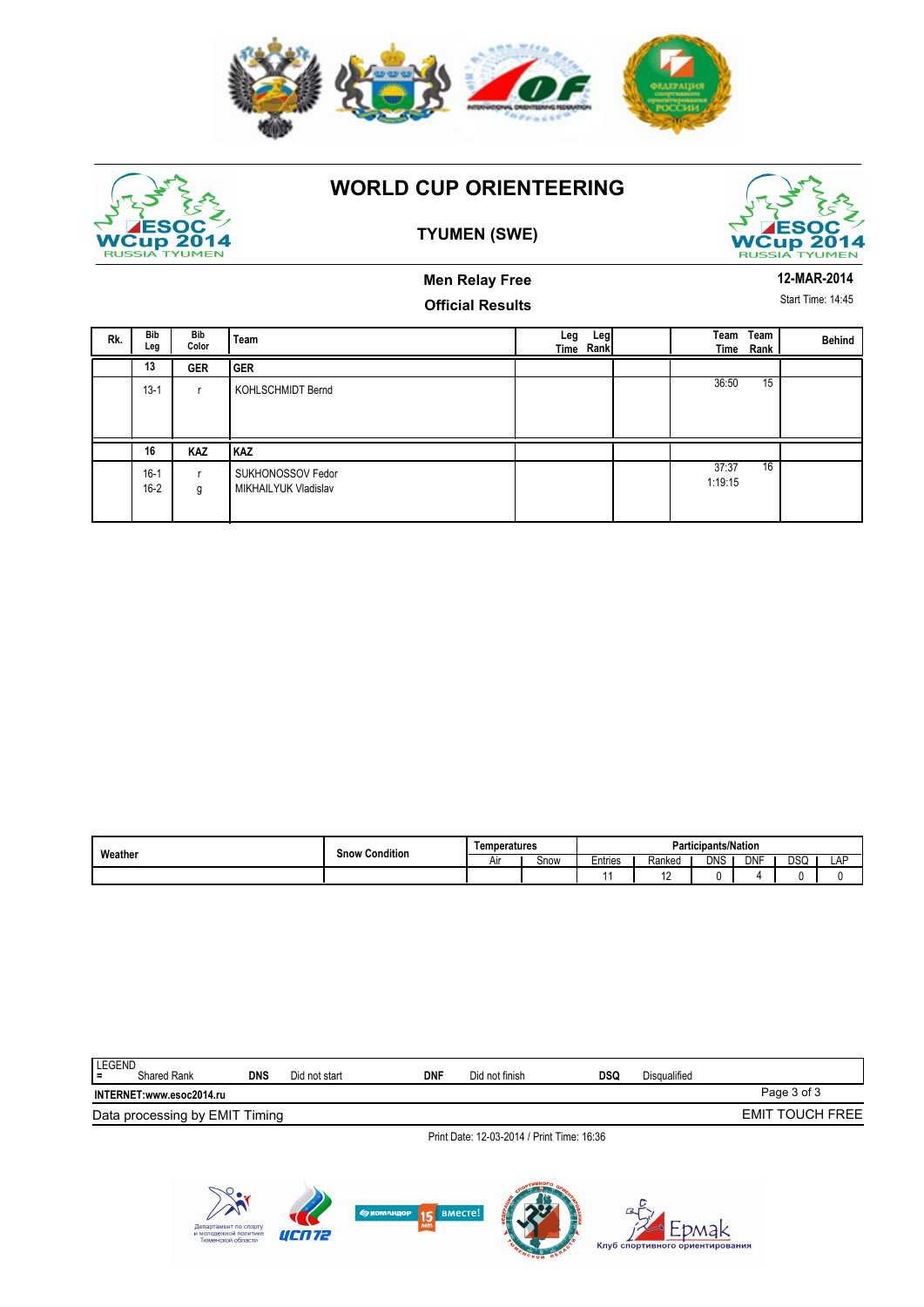# WORLD CUP ORIENTEERING

## TYUMEN (SWE)

### Men Relay Free

### Official Results

**12-MAR-2014**

Start Time: 14:45

| Rk. | Bib Leg | Bib Color | Team | Leg Time | Leg Rank | | Team Time | Team Rank | Behind |
|---|---|---|---|---|---|---|---|---|---|
| | 13 | GER | GER | | | | | | |
| | 13-1 | r | KOHLSCHMIDT Bernd | | | | 36:50 | 15 | |
| | 16 | KAZ | KAZ | | | | | | |
| | 16-1 | r | SUKHONOSSOV Fedor | | | | 37:37 | 16 | |
| | 16-2 | g | MIKHAILYUK Vladislav | | | | 1:19:15 | | |

| Weather | Snow Condition | Temperatures | | Participants/Nation | | | | | |
|---|---|---|---|---|---|---|---|---|---|
| | | Air | Snow | Entries | Ranked | DNS | DNF | DSQ | LAP |
| | | | | 11 | 12 | 0 | 4 | 0 | 0 |

LEGEND
= Shared Rank **DNS** Did not start **DNF** Did not finish **DSQ** Disqualified

**INTERNET:www.esoc2014.ru**

Data processing by EMIT Timing — EMIT TOUCH FREE

Print Date: 12-03-2014 / Print Time: 16:36